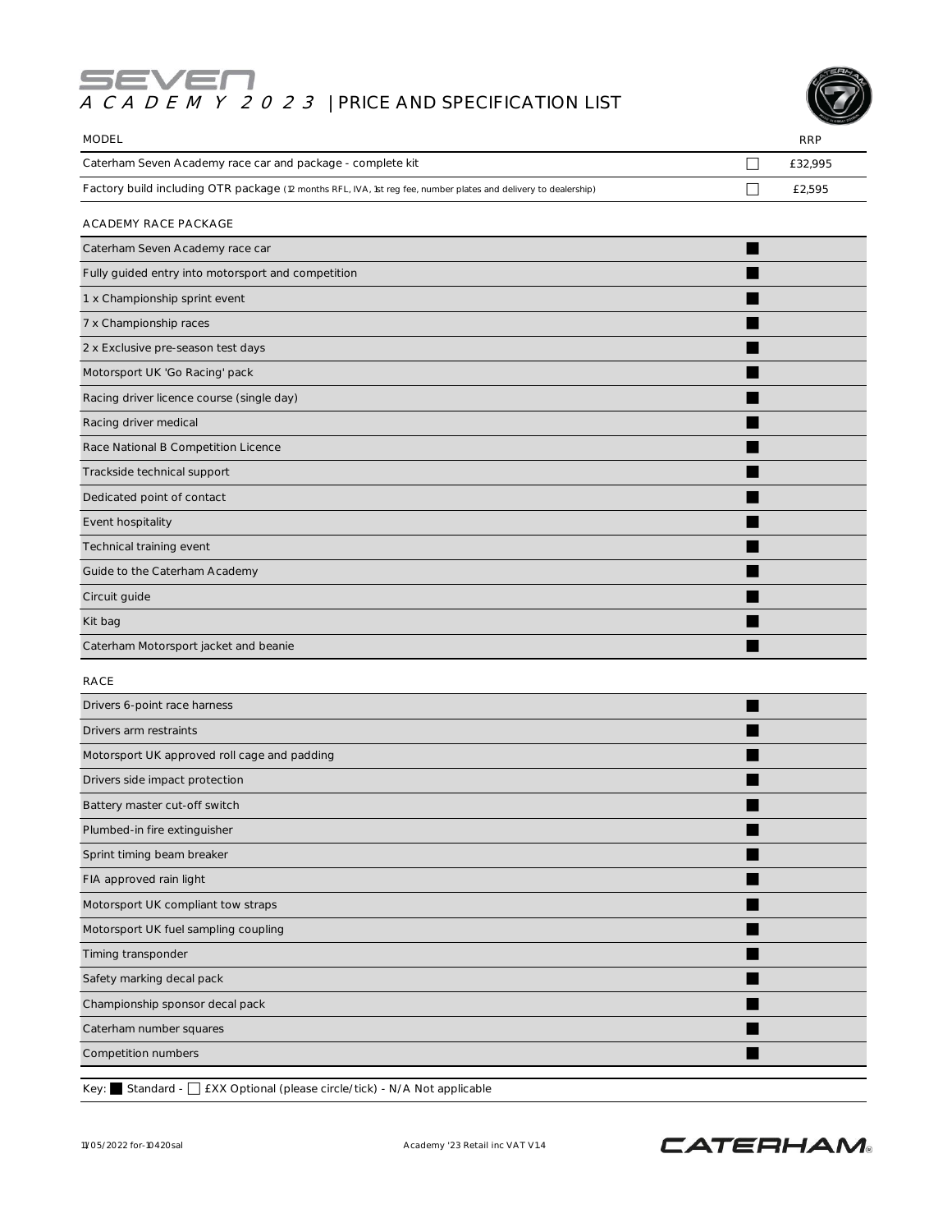# SEVEN

## ACADEMY 2023 | PRICE AND SPECIFICATION LIST

| MODEL | | RRP |
|---|---|---|
| Caterham Seven Academy race car and package - complete kit | ☐ | £32,995 |
| Factory build including OTR package (12 months RFL, IVA, 1st reg fee, number plates and delivery to dealership) | ☐ | £2,595 |

| ACADEMY RACE PACKAGE | | |
|---|---|---|
| Caterham Seven Academy race car | ■ | |
| Fully guided entry into motorsport and competition | ■ | |
| 1 x Championship sprint event | ■ | |
| 7 x Championship races | ■ | |
| 2 x Exclusive pre-season test days | ■ | |
| Motorsport UK 'Go Racing' pack | ■ | |
| Racing driver licence course (single day) | ■ | |
| Racing driver medical | ■ | |
| Race National B Competition Licence | ■ | |
| Trackside technical support | ■ | |
| Dedicated point of contact | ■ | |
| Event hospitality | ■ | |
| Technical training event | ■ | |
| Guide to the Caterham Academy | ■ | |
| Circuit guide | ■ | |
| Kit bag | ■ | |
| Caterham Motorsport jacket and beanie | ■ | |

| RACE | | |
|---|---|---|
| Drivers 6-point race harness | ■ | |
| Drivers arm restraints | ■ | |
| Motorsport UK approved roll cage and padding | ■ | |
| Drivers side impact protection | ■ | |
| Battery master cut-off switch | ■ | |
| Plumbed-in fire extinguisher | ■ | |
| Sprint timing beam breaker | ■ | |
| FIA approved rain light | ■ | |
| Motorsport UK compliant tow straps | ■ | |
| Motorsport UK fuel sampling coupling | ■ | |
| Timing transponder | ■ | |
| Safety marking decal pack | ■ | |
| Championship sponsor decal pack | ■ | |
| Caterham number squares | ■ | |
| Competition numbers | ■ | |

Key: ■ Standard - ☐ £XX Optional (please circle/tick) - N/A Not applicable

11/05/2022 for-10420sal

Academy '23 Retail inc VAT V1.4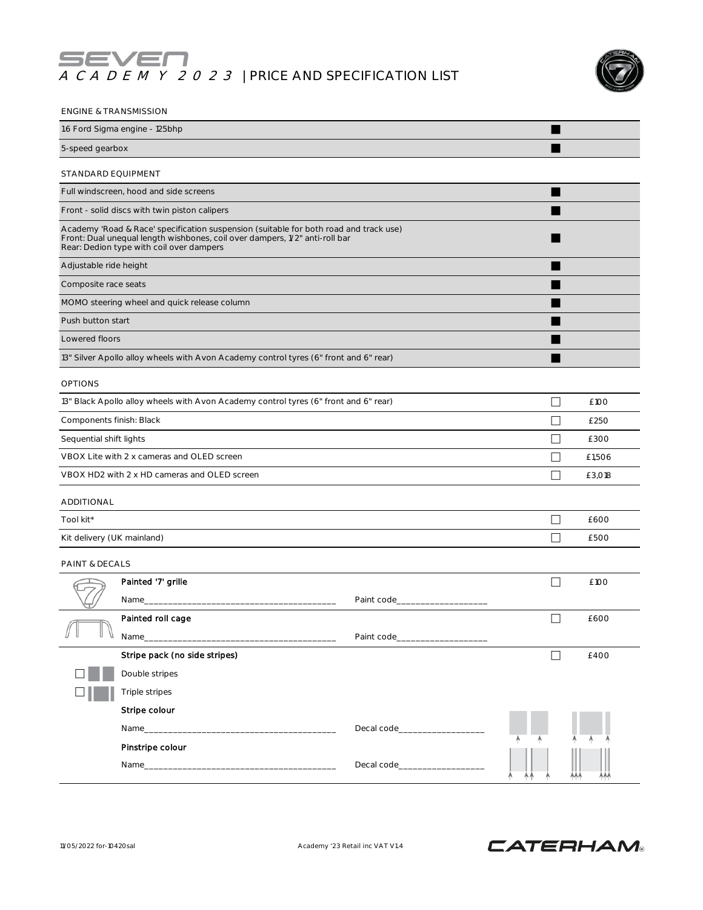# SEVEN ACADEMY 2023 | PRICE AND SPECIFICATION LIST

## ENGINE & TRANSMISSION

| Item | Included |
|---|---|
| 1.6 Ford Sigma engine - 125bhp | ■ |
| 5-speed gearbox | ■ |

## STANDARD EQUIPMENT

| Item | Included |
|---|---|
| Full windscreen, hood and side screens | ■ |
| Front - solid discs with twin piston calipers | ■ |
| Academy 'Road & Race' specification suspension (suitable for both road and track use)<br>Front: Dual unequal length wishbones, coil over dampers, 1/2" anti-roll bar<br>Rear: Dedion type with coil over dampers | ■ |
| Adjustable ride height | ■ |
| Composite race seats | ■ |
| MOMO steering wheel and quick release column | ■ |
| Push button start | ■ |
| Lowered floors | ■ |
| 13" Silver Apollo alloy wheels with Avon Academy control tyres (6" front and 6" rear) | ■ |

## OPTIONS

| Item | Select | Price |
|---|---|---|
| 13" Black Apollo alloy wheels with Avon Academy control tyres (6" front and 6" rear) | ☐ | £100 |
| Components finish: Black | ☐ | £250 |
| Sequential shift lights | ☐ | £300 |
| VBOX Lite with 2 x cameras and OLED screen | ☐ | £1,506 |
| VBOX HD2 with 2 x HD cameras and OLED screen | ☐ | £3,018 |

## ADDITIONAL

| Item | Select | Price |
|---|---|---|
| Tool kit* | ☐ | £600 |
| Kit delivery (UK mainland) | ☐ | £500 |

## PAINT & DECALS

| Item | Select | Price |
|---|---|---|
| **Painted '7' grille**<br>Name\_\_\_\_\_\_\_\_\_\_\_\_\_\_\_\_\_\_\_\_ Paint code\_\_\_\_\_\_\_\_\_\_\_\_ | ☐ | £100 |
| **Painted roll cage**<br>Name\_\_\_\_\_\_\_\_\_\_\_\_\_\_\_\_\_\_\_\_ Paint code\_\_\_\_\_\_\_\_\_\_\_\_ | ☐ | £600 |
| **Stripe pack (no side stripes)** | ☐ | £400 |

☐ Double stripes

☐ Triple stripes

**Stripe colour**

Name\_\_\_\_\_\_\_\_\_\_\_\_\_\_\_\_\_\_\_\_ Decal code\_\_\_\_\_\_\_\_\_\_\_\_

**Pinstripe colour**

Name\_\_\_\_\_\_\_\_\_\_\_\_\_\_\_\_\_\_\_\_ Decal code\_\_\_\_\_\_\_\_\_\_\_\_

11/05/2022 for-10420sal

Academy '23 Retail inc VAT V1.4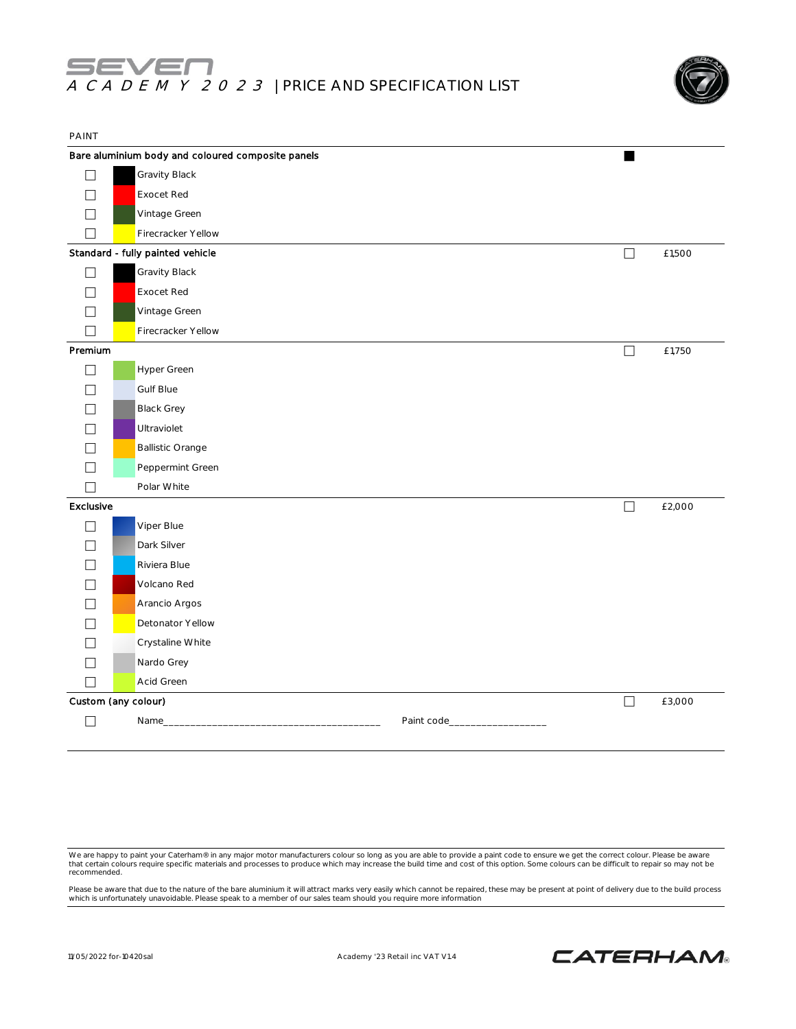# SEVEN ACADEMY 2023 | PRICE AND SPECIFICATION LIST

PAINT

| | | | |
|---|---|---|---|
| **Bare aluminium body and coloured composite panels** | | ■ | |
| ☐ | Gravity Black | | |
| ☐ | Exocet Red | | |
| ☐ | Vintage Green | | |
| ☐ | Firecracker Yellow | | |
| **Standard - fully painted vehicle** | | ☐ | £1,500 |
| ☐ | Gravity Black | | |
| ☐ | Exocet Red | | |
| ☐ | Vintage Green | | |
| ☐ | Firecracker Yellow | | |
| **Premium** | | ☐ | £1,750 |
| ☐ | Hyper Green | | |
| ☐ | Gulf Blue | | |
| ☐ | Black Grey | | |
| ☐ | Ultraviolet | | |
| ☐ | Ballistic Orange | | |
| ☐ | Peppermint Green | | |
| ☐ | Polar White | | |
| **Exclusive** | | ☐ | £2,000 |
| ☐ | Viper Blue | | |
| ☐ | Dark Silver | | |
| ☐ | Riviera Blue | | |
| ☐ | Volcano Red | | |
| ☐ | Arancio Argos | | |
| ☐ | Detonator Yellow | | |
| ☐ | Crystaline White | | |
| ☐ | Nardo Grey | | |
| ☐ | Acid Green | | |
| **Custom (any colour)** | | ☐ | £3,000 |
| ☐ | Name_________________________________________ Paint code__________________ | | |

We are happy to paint your Caterham® in any major motor manufacturers colour so long as you are able to provide a paint code to ensure we get the correct colour. Please be aware that certain colours require specific materials and processes to produce which may increase the build time and cost of this option. Some colours can be difficult to repair so may not be recommended.

Please be aware that due to the nature of the bare aluminium it will attract marks very easily which cannot be repaired, these may be present at point of delivery due to the build process which is unfortunately unavoidable. Please speak to a member of our sales team should you require more information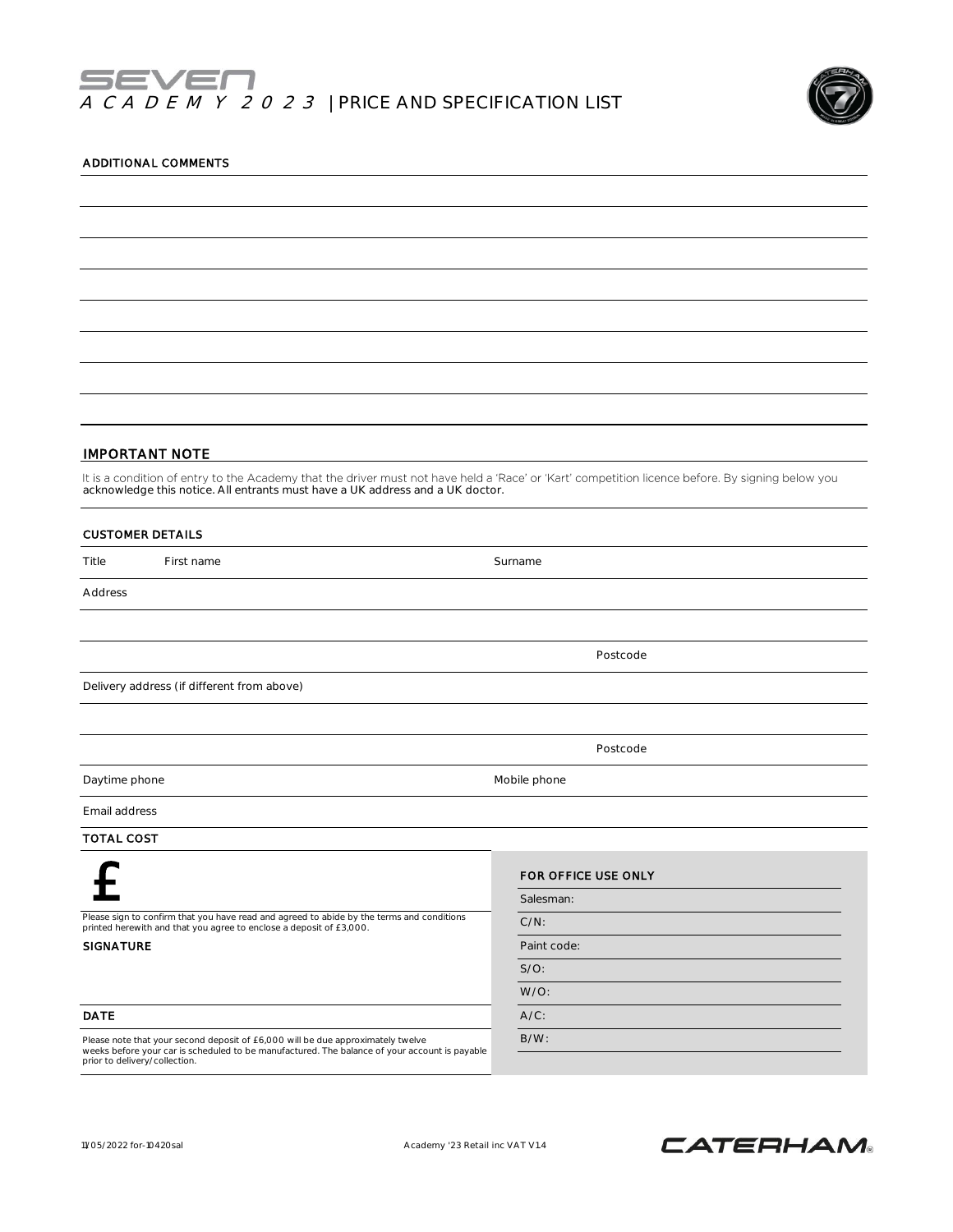# SEVEN ACADEMY 2023 | PRICE AND SPECIFICATION LIST

## ADDITIONAL COMMENTS

## IMPORTANT NOTE

It is a condition of entry to the Academy that the driver must not have held a 'Race' or 'Kart' competition licence before. By signing below you acknowledge this notice. All entrants must have a UK address and a UK doctor.

## CUSTOMER DETAILS

Title First name Surname

Address

Postcode

Delivery address (if different from above)

Postcode

Daytime phone Mobile phone

Email address

## TOTAL COST

£

Please sign to confirm that you have read and agreed to abide by the terms and conditions printed herewith and that you agree to enclose a deposit of £3,000.

**SIGNATURE**

**DATE**

Please note that your second deposit of £6,000 will be due approximately twelve weeks before your car is scheduled to be manufactured. The balance of your account is payable prior to delivery/collection.

**FOR OFFICE USE ONLY**

Salesman:

C/N:

Paint code:

S/O:

W/O:

A/C:

B/W:

11/05/2022 for-10420sal Academy '23 Retail inc VAT V1.4